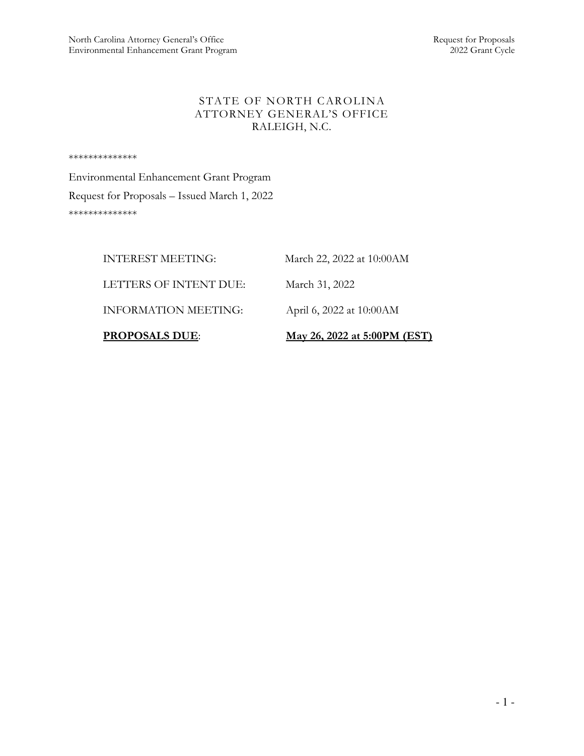STATE OF NORTH CAROLINA
ATTORNEY GENERAL'S OFFICE
RALEIGH, N.C.

**************

Environmental Enhancement Grant Program

Request for Proposals – Issued March 1, 2022

**************

| | |
|---|---|
| INTEREST MEETING: | March 22, 2022 at 10:00AM |
| LETTERS OF INTENT DUE: | March 31, 2022 |
| INFORMATION MEETING: | April 6, 2022 at 10:00AM |
| **<u>PROPOSALS DUE</u>**: | **<u>May 26, 2022 at 5:00PM (EST)</u>** |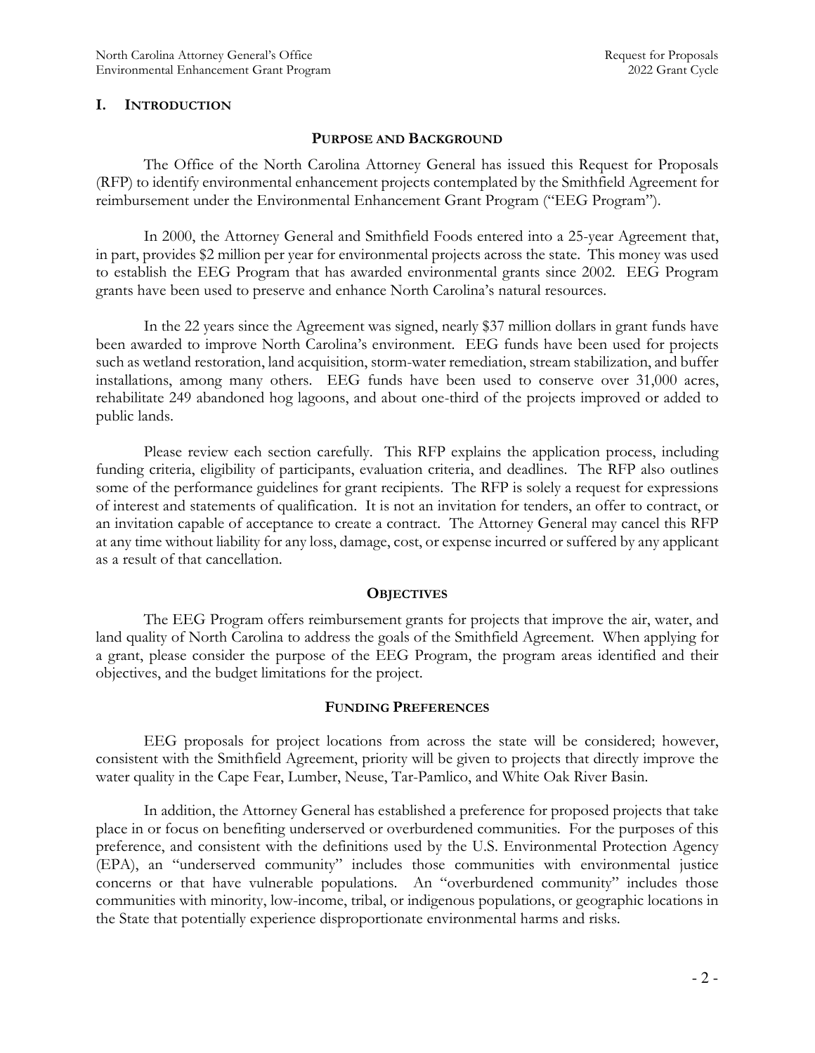## I. Introduction

### Purpose and Background

The Office of the North Carolina Attorney General has issued this Request for Proposals (RFP) to identify environmental enhancement projects contemplated by the Smithfield Agreement for reimbursement under the Environmental Enhancement Grant Program ("EEG Program").

In 2000, the Attorney General and Smithfield Foods entered into a 25-year Agreement that, in part, provides $2 million per year for environmental projects across the state. This money was used to establish the EEG Program that has awarded environmental grants since 2002. EEG Program grants have been used to preserve and enhance North Carolina's natural resources.

In the 22 years since the Agreement was signed, nearly $37 million dollars in grant funds have been awarded to improve North Carolina's environment. EEG funds have been used for projects such as wetland restoration, land acquisition, storm-water remediation, stream stabilization, and buffer installations, among many others. EEG funds have been used to conserve over 31,000 acres, rehabilitate 249 abandoned hog lagoons, and about one-third of the projects improved or added to public lands.

Please review each section carefully. This RFP explains the application process, including funding criteria, eligibility of participants, evaluation criteria, and deadlines. The RFP also outlines some of the performance guidelines for grant recipients. The RFP is solely a request for expressions of interest and statements of qualification. It is not an invitation for tenders, an offer to contract, or an invitation capable of acceptance to create a contract. The Attorney General may cancel this RFP at any time without liability for any loss, damage, cost, or expense incurred or suffered by any applicant as a result of that cancellation.

### Objectives

The EEG Program offers reimbursement grants for projects that improve the air, water, and land quality of North Carolina to address the goals of the Smithfield Agreement. When applying for a grant, please consider the purpose of the EEG Program, the program areas identified and their objectives, and the budget limitations for the project.

### Funding Preferences

EEG proposals for project locations from across the state will be considered; however, consistent with the Smithfield Agreement, priority will be given to projects that directly improve the water quality in the Cape Fear, Lumber, Neuse, Tar-Pamlico, and White Oak River Basin.

In addition, the Attorney General has established a preference for proposed projects that take place in or focus on benefiting underserved or overburdened communities. For the purposes of this preference, and consistent with the definitions used by the U.S. Environmental Protection Agency (EPA), an "underserved community" includes those communities with environmental justice concerns or that have vulnerable populations. An "overburdened community" includes those communities with minority, low-income, tribal, or indigenous populations, or geographic locations in the State that potentially experience disproportionate environmental harms and risks.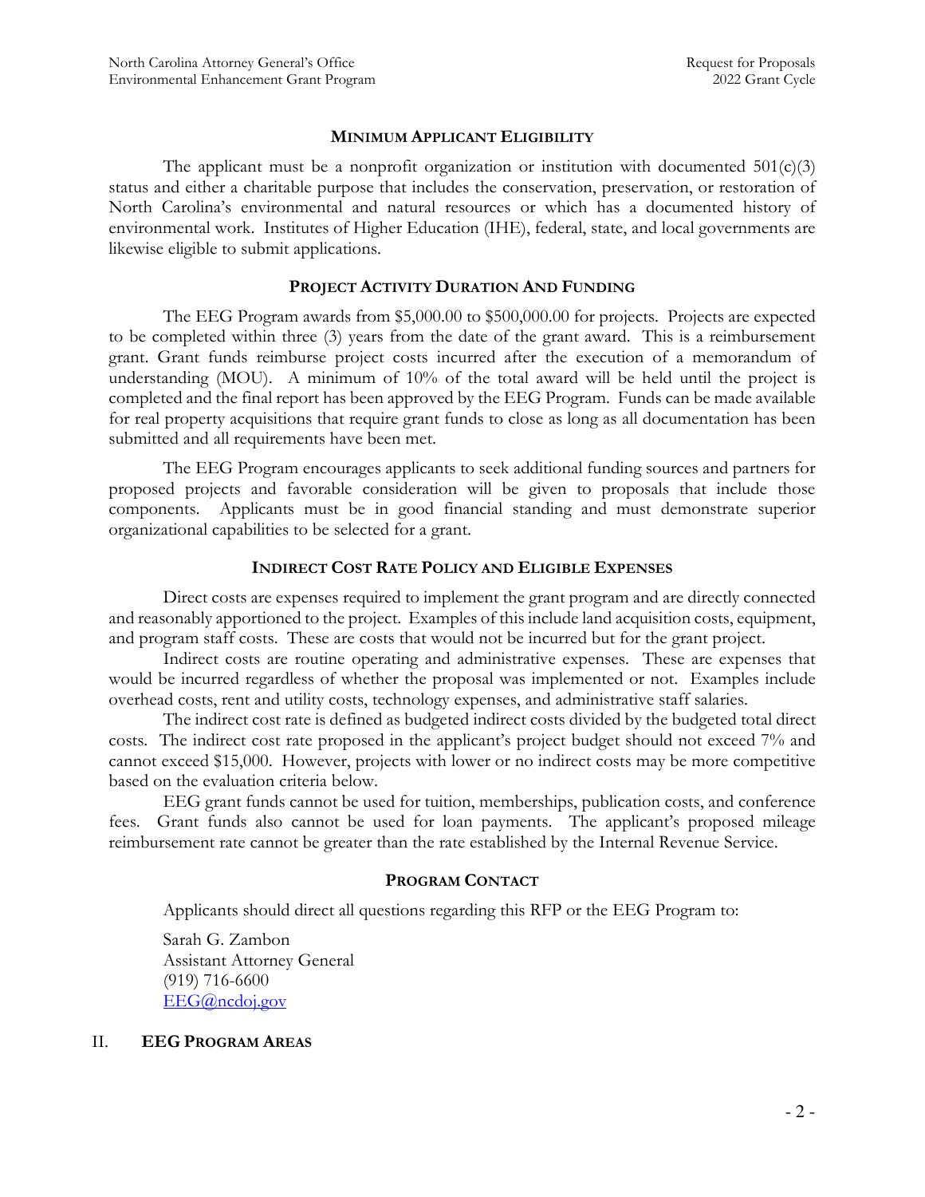### Minimum Applicant Eligibility

The applicant must be a nonprofit organization or institution with documented 501(c)(3) status and either a charitable purpose that includes the conservation, preservation, or restoration of North Carolina's environmental and natural resources or which has a documented history of environmental work. Institutes of Higher Education (IHE), federal, state, and local governments are likewise eligible to submit applications.

### Project Activity Duration And Funding

The EEG Program awards from $5,000.00 to $500,000.00 for projects. Projects are expected to be completed within three (3) years from the date of the grant award. This is a reimbursement grant. Grant funds reimburse project costs incurred after the execution of a memorandum of understanding (MOU). A minimum of 10% of the total award will be held until the project is completed and the final report has been approved by the EEG Program. Funds can be made available for real property acquisitions that require grant funds to close as long as all documentation has been submitted and all requirements have been met.

The EEG Program encourages applicants to seek additional funding sources and partners for proposed projects and favorable consideration will be given to proposals that include those components. Applicants must be in good financial standing and must demonstrate superior organizational capabilities to be selected for a grant.

### Indirect Cost Rate Policy and Eligible Expenses

Direct costs are expenses required to implement the grant program and are directly connected and reasonably apportioned to the project. Examples of this include land acquisition costs, equipment, and program staff costs. These are costs that would not be incurred but for the grant project.

Indirect costs are routine operating and administrative expenses. These are expenses that would be incurred regardless of whether the proposal was implemented or not. Examples include overhead costs, rent and utility costs, technology expenses, and administrative staff salaries.

The indirect cost rate is defined as budgeted indirect costs divided by the budgeted total direct costs. The indirect cost rate proposed in the applicant's project budget should not exceed 7% and cannot exceed $15,000. However, projects with lower or no indirect costs may be more competitive based on the evaluation criteria below.

EEG grant funds cannot be used for tuition, memberships, publication costs, and conference fees. Grant funds also cannot be used for loan payments. The applicant's proposed mileage reimbursement rate cannot be greater than the rate established by the Internal Revenue Service.

### Program Contact

Applicants should direct all questions regarding this RFP or the EEG Program to:

Sarah G. Zambon
Assistant Attorney General
(919) 716-6600
EEG@ncdoj.gov

## II. EEG Program Areas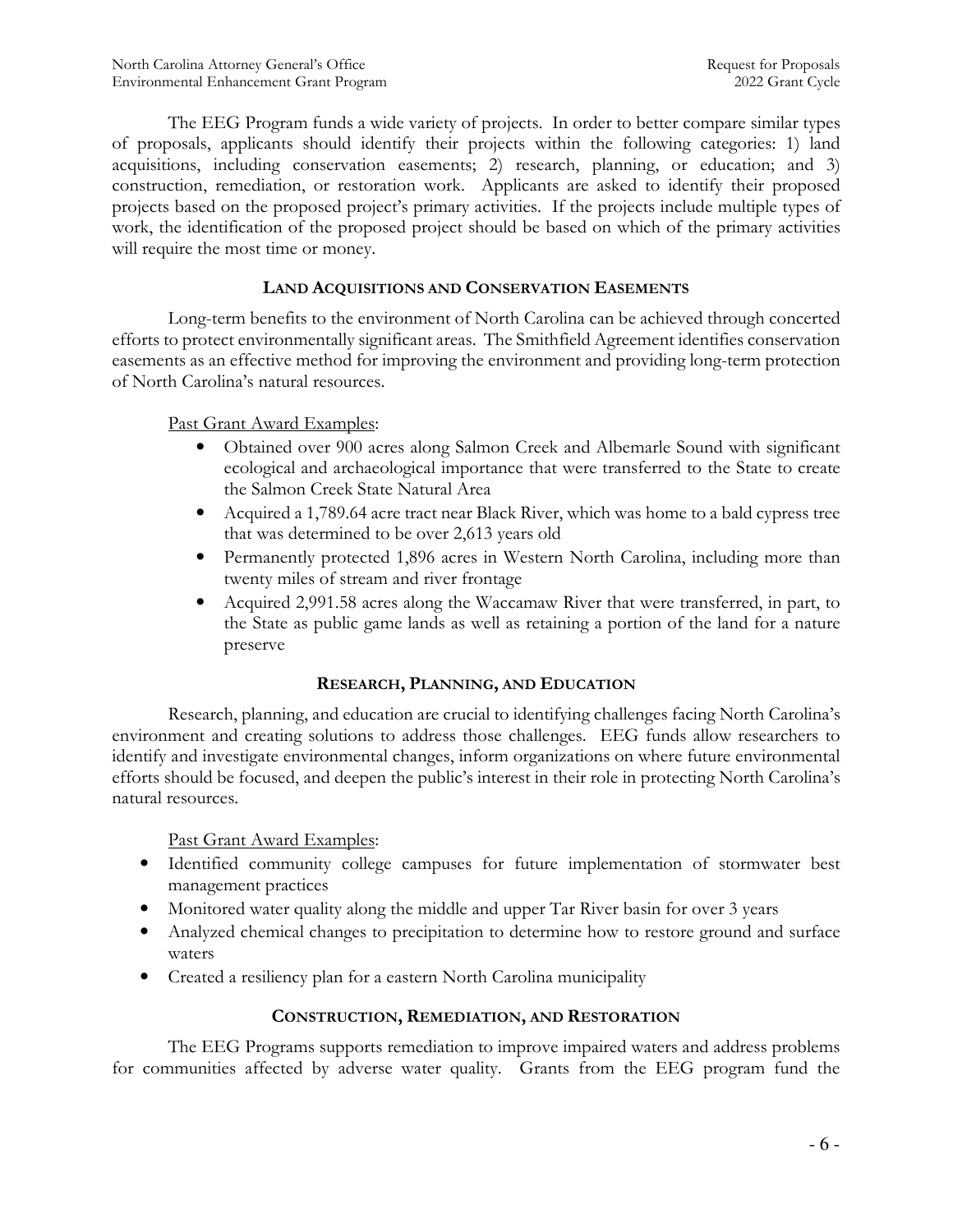The EEG Program funds a wide variety of projects. In order to better compare similar types of proposals, applicants should identify their projects within the following categories: 1) land acquisitions, including conservation easements; 2) research, planning, or education; and 3) construction, remediation, or restoration work. Applicants are asked to identify their proposed projects based on the proposed project's primary activities. If the projects include multiple types of work, the identification of the proposed project should be based on which of the primary activities will require the most time or money.

### LAND ACQUISITIONS AND CONSERVATION EASEMENTS

Long-term benefits to the environment of North Carolina can be achieved through concerted efforts to protect environmentally significant areas. The Smithfield Agreement identifies conservation easements as an effective method for improving the environment and providing long-term protection of North Carolina's natural resources.

Past Grant Award Examples:

- Obtained over 900 acres along Salmon Creek and Albemarle Sound with significant ecological and archaeological importance that were transferred to the State to create the Salmon Creek State Natural Area
- Acquired a 1,789.64 acre tract near Black River, which was home to a bald cypress tree that was determined to be over 2,613 years old
- Permanently protected 1,896 acres in Western North Carolina, including more than twenty miles of stream and river frontage
- Acquired 2,991.58 acres along the Waccamaw River that were transferred, in part, to the State as public game lands as well as retaining a portion of the land for a nature preserve

### RESEARCH, PLANNING, AND EDUCATION

Research, planning, and education are crucial to identifying challenges facing North Carolina's environment and creating solutions to address those challenges. EEG funds allow researchers to identify and investigate environmental changes, inform organizations on where future environmental efforts should be focused, and deepen the public's interest in their role in protecting North Carolina's natural resources.

Past Grant Award Examples:

- Identified community college campuses for future implementation of stormwater best management practices
- Monitored water quality along the middle and upper Tar River basin for over 3 years
- Analyzed chemical changes to precipitation to determine how to restore ground and surface waters
- Created a resiliency plan for a eastern North Carolina municipality

### CONSTRUCTION, REMEDIATION, AND RESTORATION

The EEG Programs supports remediation to improve impaired waters and address problems for communities affected by adverse water quality. Grants from the EEG program fund the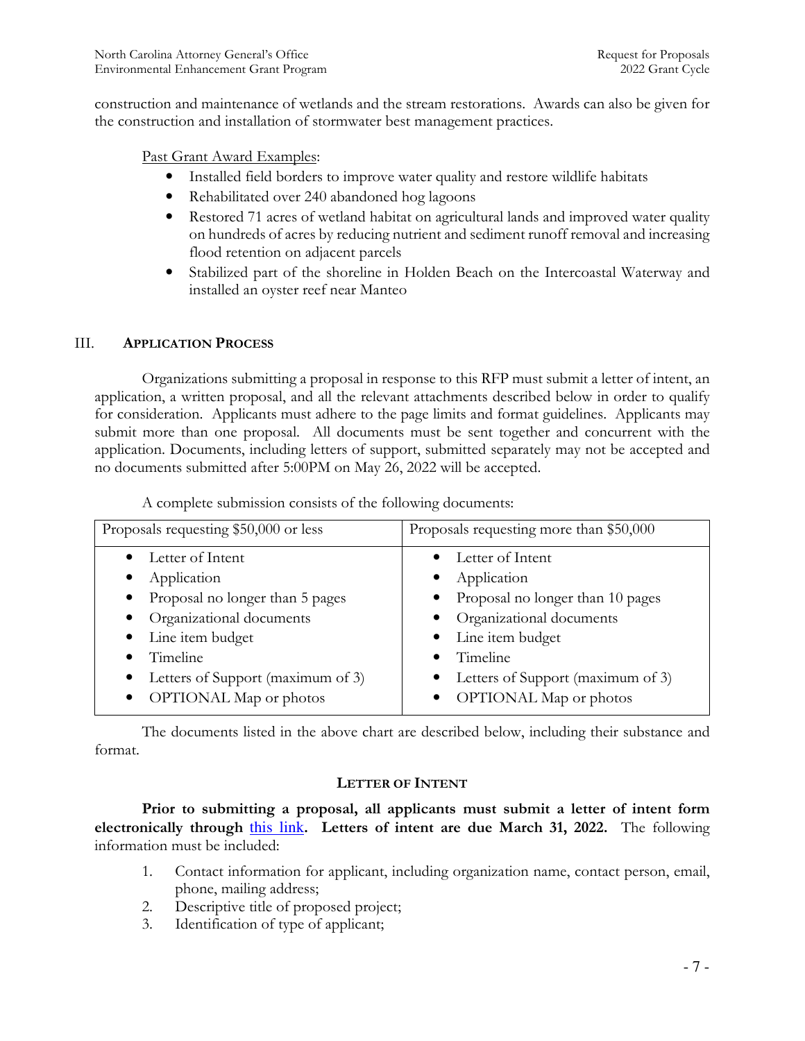construction and maintenance of wetlands and the stream restorations. Awards can also be given for the construction and installation of stormwater best management practices.

Past Grant Award Examples:

- Installed field borders to improve water quality and restore wildlife habitats
- Rehabilitated over 240 abandoned hog lagoons
- Restored 71 acres of wetland habitat on agricultural lands and improved water quality on hundreds of acres by reducing nutrient and sediment runoff removal and increasing flood retention on adjacent parcels
- Stabilized part of the shoreline in Holden Beach on the Intercoastal Waterway and installed an oyster reef near Manteo

## III. APPLICATION PROCESS

Organizations submitting a proposal in response to this RFP must submit a letter of intent, an application, a written proposal, and all the relevant attachments described below in order to qualify for consideration. Applicants must adhere to the page limits and format guidelines. Applicants may submit more than one proposal. All documents must be sent together and concurrent with the application. Documents, including letters of support, submitted separately may not be accepted and no documents submitted after 5:00PM on May 26, 2022 will be accepted.

A complete submission consists of the following documents:

| Proposals requesting $50,000 or less | Proposals requesting more than $50,000 |
|---|---|
| • Letter of Intent<br>• Application<br>• Proposal no longer than 5 pages<br>• Organizational documents<br>• Line item budget<br>• Timeline<br>• Letters of Support (maximum of 3)<br>• OPTIONAL Map or photos | • Letter of Intent<br>• Application<br>• Proposal no longer than 10 pages<br>• Organizational documents<br>• Line item budget<br>• Timeline<br>• Letters of Support (maximum of 3)<br>• OPTIONAL Map or photos |

The documents listed in the above chart are described below, including their substance and format.

### LETTER OF INTENT

**Prior to submitting a proposal, all applicants must submit a letter of intent form electronically through this link. Letters of intent are due March 31, 2022.** The following information must be included:

1. Contact information for applicant, including organization name, contact person, email, phone, mailing address;
2. Descriptive title of proposed project;
3. Identification of type of applicant;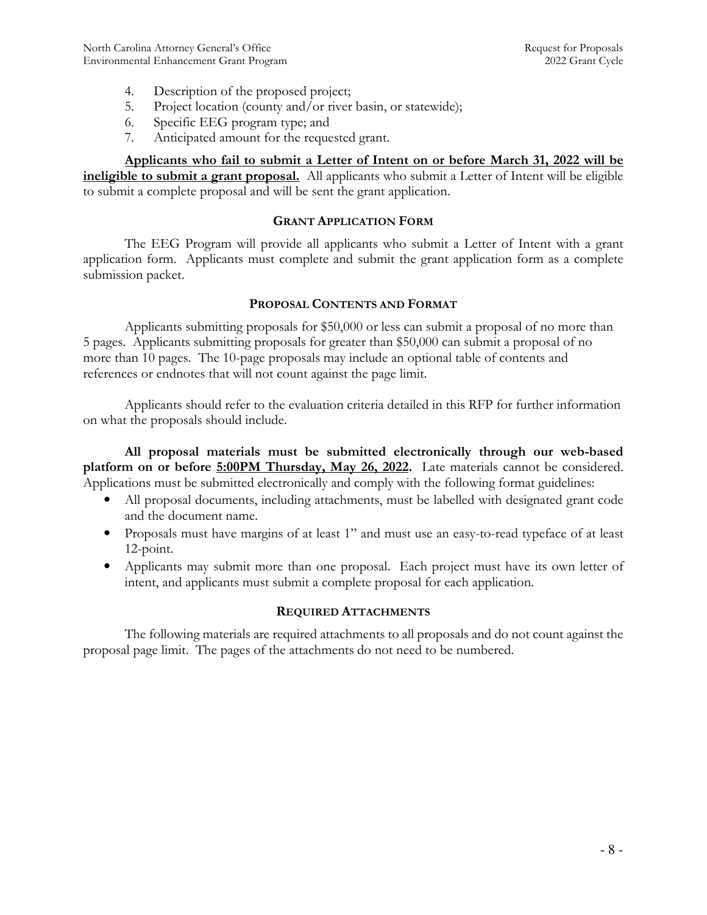4. Description of the proposed project;
5. Project location (county and/or river basin, or statewide);
6. Specific EEG program type; and
7. Anticipated amount for the requested grant.

**Applicants who fail to submit a Letter of Intent on or before March 31, 2022 will be ineligible to submit a grant proposal.** All applicants who submit a Letter of Intent will be eligible to submit a complete proposal and will be sent the grant application.

### GRANT APPLICATION FORM

The EEG Program will provide all applicants who submit a Letter of Intent with a grant application form. Applicants must complete and submit the grant application form as a complete submission packet.

### PROPOSAL CONTENTS AND FORMAT

Applicants submitting proposals for $50,000 or less can submit a proposal of no more than 5 pages. Applicants submitting proposals for greater than $50,000 can submit a proposal of no more than 10 pages. The 10-page proposals may include an optional table of contents and references or endnotes that will not count against the page limit.

Applicants should refer to the evaluation criteria detailed in this RFP for further information on what the proposals should include.

**All proposal materials must be submitted electronically through our web-based platform on or before 5:00PM Thursday, May 26, 2022.** Late materials cannot be considered. Applications must be submitted electronically and comply with the following format guidelines:

- All proposal documents, including attachments, must be labelled with designated grant code and the document name.
- Proposals must have margins of at least 1" and must use an easy-to-read typeface of at least 12-point.
- Applicants may submit more than one proposal. Each project must have its own letter of intent, and applicants must submit a complete proposal for each application.

### REQUIRED ATTACHMENTS

The following materials are required attachments to all proposals and do not count against the proposal page limit. The pages of the attachments do not need to be numbered.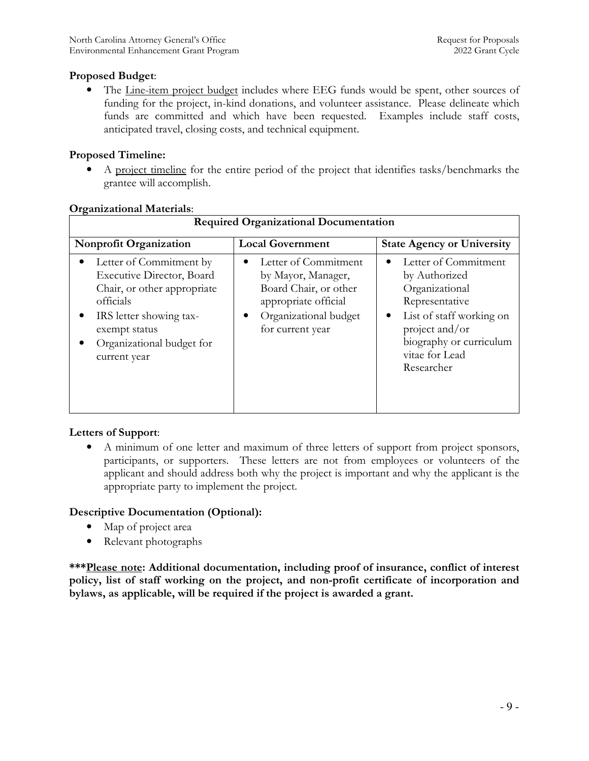**Proposed Budget**:

- The Line-item project budget includes where EEG funds would be spent, other sources of funding for the project, in-kind donations, and volunteer assistance. Please delineate which funds are committed and which have been requested. Examples include staff costs, anticipated travel, closing costs, and technical equipment.

**Proposed Timeline:**

- A project timeline for the entire period of the project that identifies tasks/benchmarks the grantee will accomplish.

**Organizational Materials**:

| Required Organizational Documentation | | |
|---|---|---|
| **Nonprofit Organization** | **Local Government** | **State Agency or University** |
| • Letter of Commitment by Executive Director, Board Chair, or other appropriate officials<br>• IRS letter showing tax-exempt status<br>• Organizational budget for current year | • Letter of Commitment by Mayor, Manager, Board Chair, or other appropriate official<br>• Organizational budget for current year | • Letter of Commitment by Authorized Organizational Representative<br>• List of staff working on project and/or biography or curriculum vitae for Lead Researcher |

**Letters of Support**:

- A minimum of one letter and maximum of three letters of support from project sponsors, participants, or supporters. These letters are not from employees or volunteers of the applicant and should address both why the project is important and why the applicant is the appropriate party to implement the project.

**Descriptive Documentation (Optional):**

- Map of project area
- Relevant photographs

**\*\*\*Please note: Additional documentation, including proof of insurance, conflict of interest policy, list of staff working on the project, and non-profit certificate of incorporation and bylaws, as applicable, will be required if the project is awarded a grant.**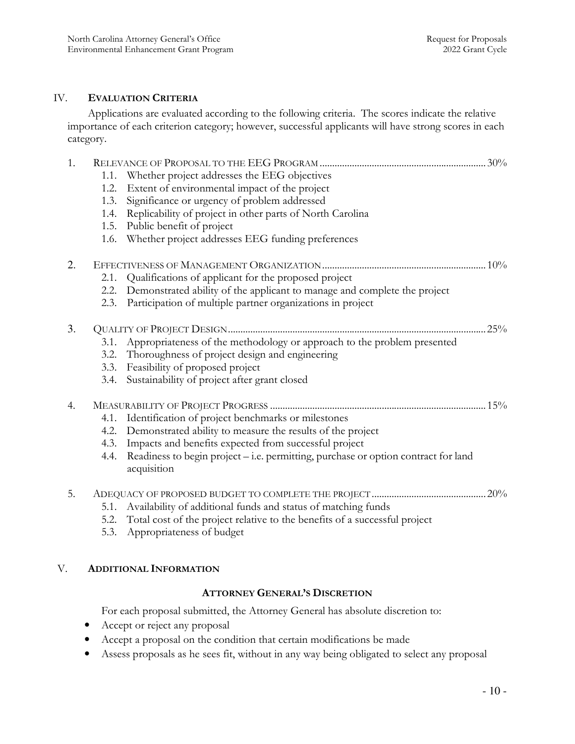## IV. Evaluation Criteria

Applications are evaluated according to the following criteria. The scores indicate the relative importance of each criterion category; however, successful applicants will have strong scores in each category.

1. RELEVANCE OF PROPOSAL TO THE EEG PROGRAM .................. 30%
   - 1.1. Whether project addresses the EEG objectives
   - 1.2. Extent of environmental impact of the project
   - 1.3. Significance or urgency of problem addressed
   - 1.4. Replicability of project in other parts of North Carolina
   - 1.5. Public benefit of project
   - 1.6. Whether project addresses EEG funding preferences

2. EFFECTIVENESS OF MANAGEMENT ORGANIZATION .................. 10%
   - 2.1. Qualifications of applicant for the proposed project
   - 2.2. Demonstrated ability of the applicant to manage and complete the project
   - 2.3. Participation of multiple partner organizations in project

3. QUALITY OF PROJECT DESIGN .................. 25%
   - 3.1. Appropriateness of the methodology or approach to the problem presented
   - 3.2. Thoroughness of project design and engineering
   - 3.3. Feasibility of proposed project
   - 3.4. Sustainability of project after grant closed

4. MEASURABILITY OF PROJECT PROGRESS .................. 15%
   - 4.1. Identification of project benchmarks or milestones
   - 4.2. Demonstrated ability to measure the results of the project
   - 4.3. Impacts and benefits expected from successful project
   - 4.4. Readiness to begin project – i.e. permitting, purchase or option contract for land acquisition

5. ADEQUACY OF PROPOSED BUDGET TO COMPLETE THE PROJECT .................. 20%
   - 5.1. Availability of additional funds and status of matching funds
   - 5.2. Total cost of the project relative to the benefits of a successful project
   - 5.3. Appropriateness of budget

## V. Additional Information

### Attorney General's Discretion

For each proposal submitted, the Attorney General has absolute discretion to:

- Accept or reject any proposal
- Accept a proposal on the condition that certain modifications be made
- Assess proposals as he sees fit, without in any way being obligated to select any proposal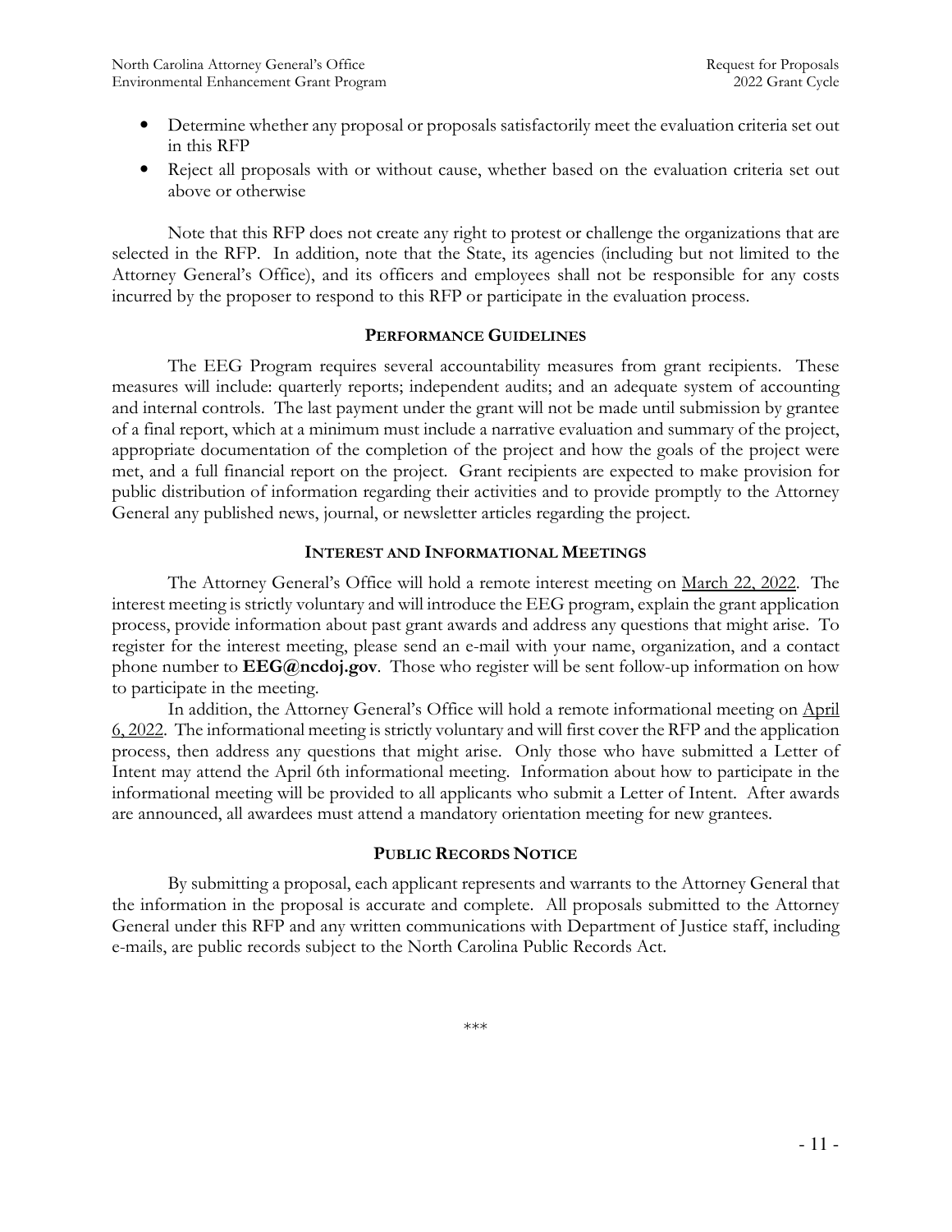- Determine whether any proposal or proposals satisfactorily meet the evaluation criteria set out in this RFP
- Reject all proposals with or without cause, whether based on the evaluation criteria set out above or otherwise

Note that this RFP does not create any right to protest or challenge the organizations that are selected in the RFP. In addition, note that the State, its agencies (including but not limited to the Attorney General's Office), and its officers and employees shall not be responsible for any costs incurred by the proposer to respond to this RFP or participate in the evaluation process.

## PERFORMANCE GUIDELINES

The EEG Program requires several accountability measures from grant recipients. These measures will include: quarterly reports; independent audits; and an adequate system of accounting and internal controls. The last payment under the grant will not be made until submission by grantee of a final report, which at a minimum must include a narrative evaluation and summary of the project, appropriate documentation of the completion of the project and how the goals of the project were met, and a full financial report on the project. Grant recipients are expected to make provision for public distribution of information regarding their activities and to provide promptly to the Attorney General any published news, journal, or newsletter articles regarding the project.

## INTEREST AND INFORMATIONAL MEETINGS

The Attorney General's Office will hold a remote interest meeting on March 22, 2022. The interest meeting is strictly voluntary and will introduce the EEG program, explain the grant application process, provide information about past grant awards and address any questions that might arise. To register for the interest meeting, please send an e-mail with your name, organization, and a contact phone number to **EEG@ncdoj.gov**. Those who register will be sent follow-up information on how to participate in the meeting.

In addition, the Attorney General's Office will hold a remote informational meeting on April 6, 2022. The informational meeting is strictly voluntary and will first cover the RFP and the application process, then address any questions that might arise. Only those who have submitted a Letter of Intent may attend the April 6th informational meeting. Information about how to participate in the informational meeting will be provided to all applicants who submit a Letter of Intent. After awards are announced, all awardees must attend a mandatory orientation meeting for new grantees.

## PUBLIC RECORDS NOTICE

By submitting a proposal, each applicant represents and warrants to the Attorney General that the information in the proposal is accurate and complete. All proposals submitted to the Attorney General under this RFP and any written communications with Department of Justice staff, including e-mails, are public records subject to the North Carolina Public Records Act.

***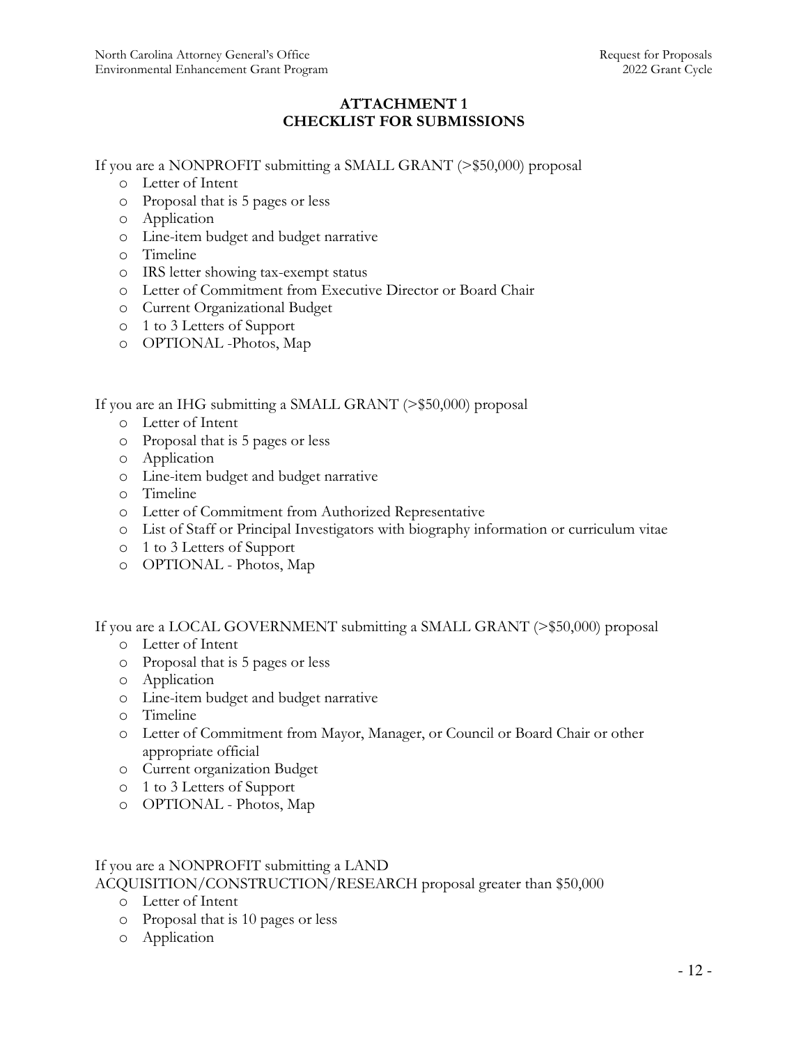## ATTACHMENT 1
## CHECKLIST FOR SUBMISSIONS

If you are a NONPROFIT submitting a SMALL GRANT (>$50,000) proposal

- Letter of Intent
- Proposal that is 5 pages or less
- Application
- Line-item budget and budget narrative
- Timeline
- IRS letter showing tax-exempt status
- Letter of Commitment from Executive Director or Board Chair
- Current Organizational Budget
- 1 to 3 Letters of Support
- OPTIONAL -Photos, Map

If you are an IHG submitting a SMALL GRANT (>$50,000) proposal

- Letter of Intent
- Proposal that is 5 pages or less
- Application
- Line-item budget and budget narrative
- Timeline
- Letter of Commitment from Authorized Representative
- List of Staff or Principal Investigators with biography information or curriculum vitae
- 1 to 3 Letters of Support
- OPTIONAL - Photos, Map

If you are a LOCAL GOVERNMENT submitting a SMALL GRANT (>$50,000) proposal

- Letter of Intent
- Proposal that is 5 pages or less
- Application
- Line-item budget and budget narrative
- Timeline
- Letter of Commitment from Mayor, Manager, or Council or Board Chair or other appropriate official
- Current organization Budget
- 1 to 3 Letters of Support
- OPTIONAL - Photos, Map

If you are a NONPROFIT submitting a LAND ACQUISITION/CONSTRUCTION/RESEARCH proposal greater than $50,000

- Letter of Intent
- Proposal that is 10 pages or less
- Application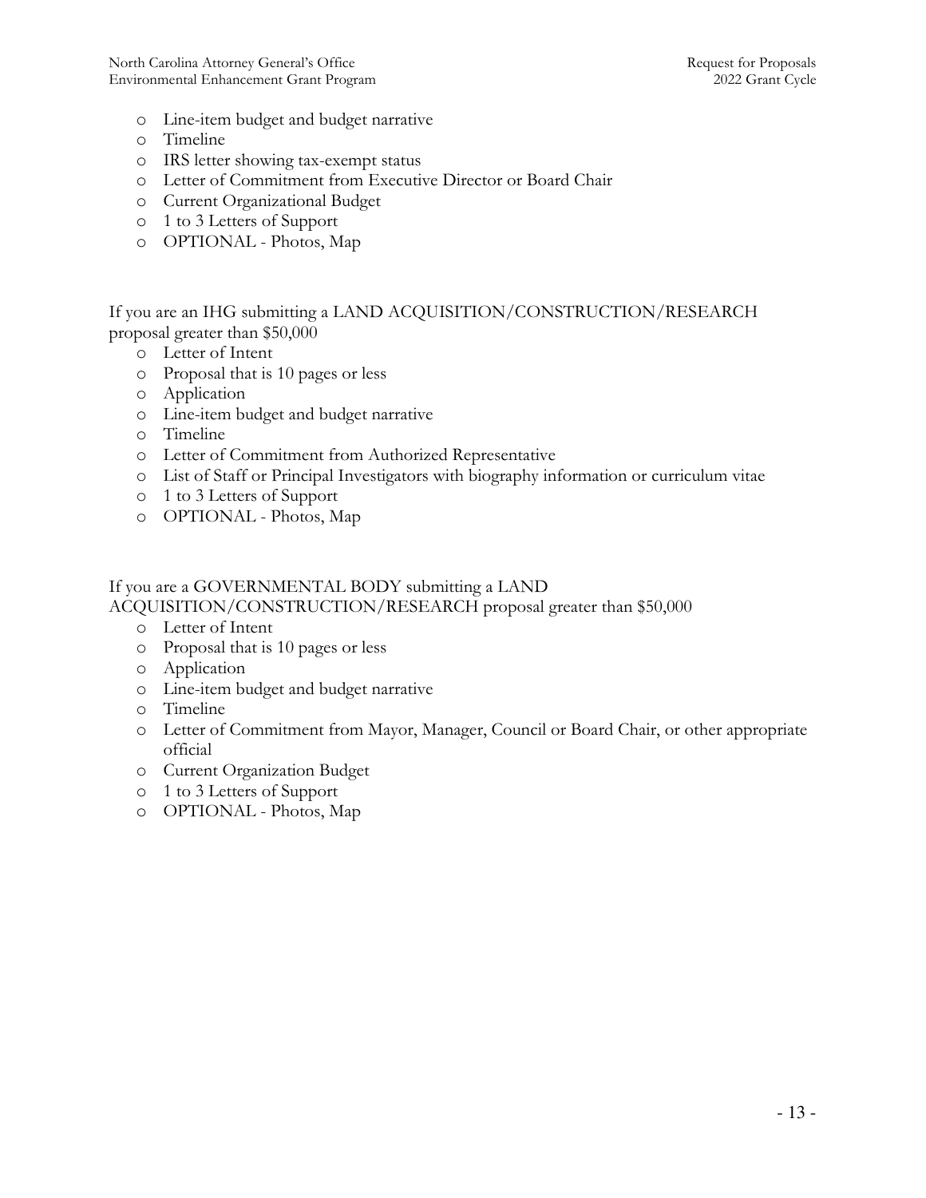- Line-item budget and budget narrative
- Timeline
- IRS letter showing tax-exempt status
- Letter of Commitment from Executive Director or Board Chair
- Current Organizational Budget
- 1 to 3 Letters of Support
- OPTIONAL - Photos, Map

If you are an IHG submitting a LAND ACQUISITION/CONSTRUCTION/RESEARCH proposal greater than $50,000

- Letter of Intent
- Proposal that is 10 pages or less
- Application
- Line-item budget and budget narrative
- Timeline
- Letter of Commitment from Authorized Representative
- List of Staff or Principal Investigators with biography information or curriculum vitae
- 1 to 3 Letters of Support
- OPTIONAL - Photos, Map

If you are a GOVERNMENTAL BODY submitting a LAND ACQUISITION/CONSTRUCTION/RESEARCH proposal greater than $50,000

- Letter of Intent
- Proposal that is 10 pages or less
- Application
- Line-item budget and budget narrative
- Timeline
- Letter of Commitment from Mayor, Manager, Council or Board Chair, or other appropriate official
- Current Organization Budget
- 1 to 3 Letters of Support
- OPTIONAL - Photos, Map